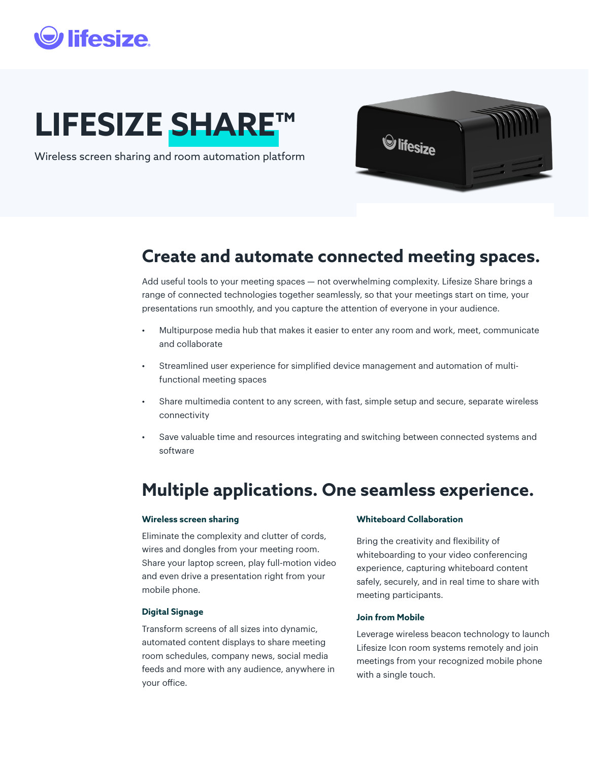# LIFESIZE SHARE™

Wireless screen sharing and room automation platform

## Create and automate connected meeting spaces.

Add useful tools to your meeting spaces — not overwhelming complexity. Lifesize Share brings a range of connected technologies together seamlessly, so that your meetings start on time, your presentations run smoothly, and you capture the attention of everyone in your audience.

- Multipurpose media hub that makes it easier to enter any room and work, meet, communicate and collaborate
- Streamlined user experience for simplified device management and automation of multi-functional meeting spaces
- Share multimedia content to any screen, with fast, simple setup and secure, separate wireless connectivity
- Save valuable time and resources integrating and switching between connected systems and software

## Multiple applications. One seamless experience.

### Wireless screen sharing

Eliminate the complexity and clutter of cords, wires and dongles from your meeting room. Share your laptop screen, play full-motion video and even drive a presentation right from your mobile phone.

### Digital Signage

Transform screens of all sizes into dynamic, automated content displays to share meeting room schedules, company news, social media feeds and more with any audience, anywhere in your office.

### Whiteboard Collaboration

Bring the creativity and flexibility of whiteboarding to your video conferencing experience, capturing whiteboard content safely, securely, and in real time to share with meeting participants.

### Join from Mobile

Leverage wireless beacon technology to launch Lifesize Icon room systems remotely and join meetings from your recognized mobile phone with a single touch.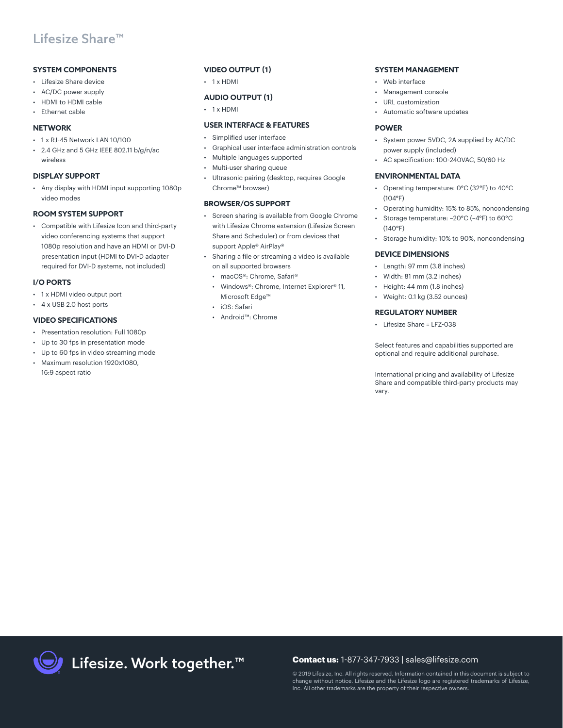# Lifesize Share™

## SYSTEM COMPONENTS

- Lifesize Share device
- AC/DC power supply
- HDMI to HDMI cable
- Ethernet cable

## NETWORK

- 1 x RJ-45 Network LAN 10/100
- 2.4 GHz and 5 GHz IEEE 802.11 b/g/n/ac wireless

## DISPLAY SUPPORT

- Any display with HDMI input supporting 1080p video modes

## ROOM SYSTEM SUPPORT

- Compatible with Lifesize Icon and third-party video conferencing systems that support 1080p resolution and have an HDMI or DVI-D presentation input (HDMI to DVI-D adapter required for DVI-D systems, not included)

## I/O PORTS

- 1 x HDMI video output port
- 4 x USB 2.0 host ports

## VIDEO SPECIFICATIONS

- Presentation resolution: Full 1080p
- Up to 30 fps in presentation mode
- Up to 60 fps in video streaming mode
- Maximum resolution 1920x1080, 16:9 aspect ratio

## VIDEO OUTPUT (1)

- 1 x HDMI

## AUDIO OUTPUT (1)

- 1 x HDMI

## USER INTERFACE & FEATURES

- Simplified user interface
- Graphical user interface administration controls
- Multiple languages supported
- Multi-user sharing queue
- Ultrasonic pairing (desktop, requires Google Chrome™ browser)

## BROWSER/OS SUPPORT

- Screen sharing is available from Google Chrome with Lifesize Chrome extension (Lifesize Screen Share and Scheduler) or from devices that support Apple® AirPlay®
- Sharing a file or streaming a video is available on all supported browsers
  - macOS®: Chrome, Safari®
  - Windows®: Chrome, Internet Explorer® 11, Microsoft Edge™
  - iOS: Safari
  - Android™: Chrome

## SYSTEM MANAGEMENT

- Web interface
- Management console
- URL customization
- Automatic software updates

## POWER

- System power 5VDC, 2A supplied by AC/DC power supply (included)
- AC specification: 100-240VAC, 50/60 Hz

## ENVIRONMENTAL DATA

- Operating temperature: 0°C (32°F) to 40°C (104°F)
- Operating humidity: 15% to 85%, noncondensing
- Storage temperature: –20°C (–4°F) to 60°C (140°F)
- Storage humidity: 10% to 90%, noncondensing

## DEVICE DIMENSIONS

- Length: 97 mm (3.8 inches)
- Width: 81 mm (3.2 inches)
- Height: 44 mm (1.8 inches)
- Weight: 0.1 kg (3.52 ounces)

## REGULATORY NUMBER

- Lifesize Share = LFZ-038

Select features and capabilities supported are optional and require additional purchase.

International pricing and availability of Lifesize Share and compatible third-party products may vary.

Lifesize. Work together.™

**Contact us:** 1-877-347-7933 | sales@lifesize.com

© 2019 Lifesize, Inc. All rights reserved. Information contained in this document is subject to change without notice. Lifesize and the Lifesize logo are registered trademarks of Lifesize, Inc. All other trademarks are the property of their respective owners.